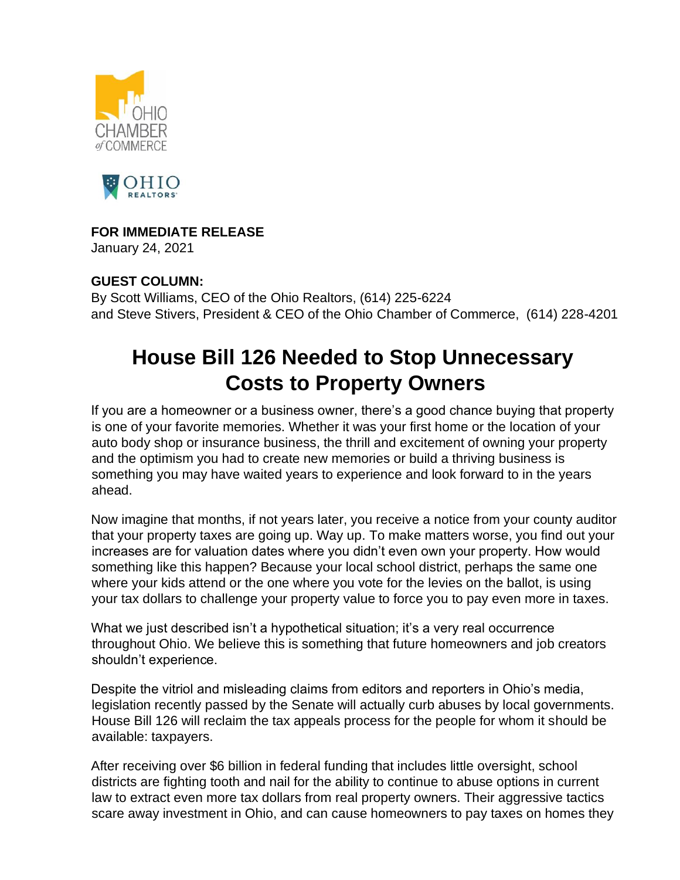OHIO CHAMBER of COMMERCE

OHIO REALTORS

**FOR IMMEDIATE RELEASE**
January 24, 2021

**GUEST COLUMN:**
By Scott Williams, CEO of the Ohio Realtors, (614) 225-6224
and Steve Stivers, President & CEO of the Ohio Chamber of Commerce, (614) 228-4201

# House Bill 126 Needed to Stop Unnecessary Costs to Property Owners

If you are a homeowner or a business owner, there's a good chance buying that property is one of your favorite memories. Whether it was your first home or the location of your auto body shop or insurance business, the thrill and excitement of owning your property and the optimism you had to create new memories or build a thriving business is something you may have waited years to experience and look forward to in the years ahead.

Now imagine that months, if not years later, you receive a notice from your county auditor that your property taxes are going up. Way up. To make matters worse, you find out your increases are for valuation dates where you didn't even own your property. How would something like this happen? Because your local school district, perhaps the same one where your kids attend or the one where you vote for the levies on the ballot, is using your tax dollars to challenge your property value to force you to pay even more in taxes.

What we just described isn't a hypothetical situation; it's a very real occurrence throughout Ohio. We believe this is something that future homeowners and job creators shouldn't experience.

Despite the vitriol and misleading claims from editors and reporters in Ohio's media, legislation recently passed by the Senate will actually curb abuses by local governments. House Bill 126 will reclaim the tax appeals process for the people for whom it should be available: taxpayers.

After receiving over $6 billion in federal funding that includes little oversight, school districts are fighting tooth and nail for the ability to continue to abuse options in current law to extract even more tax dollars from real property owners. Their aggressive tactics scare away investment in Ohio, and can cause homeowners to pay taxes on homes they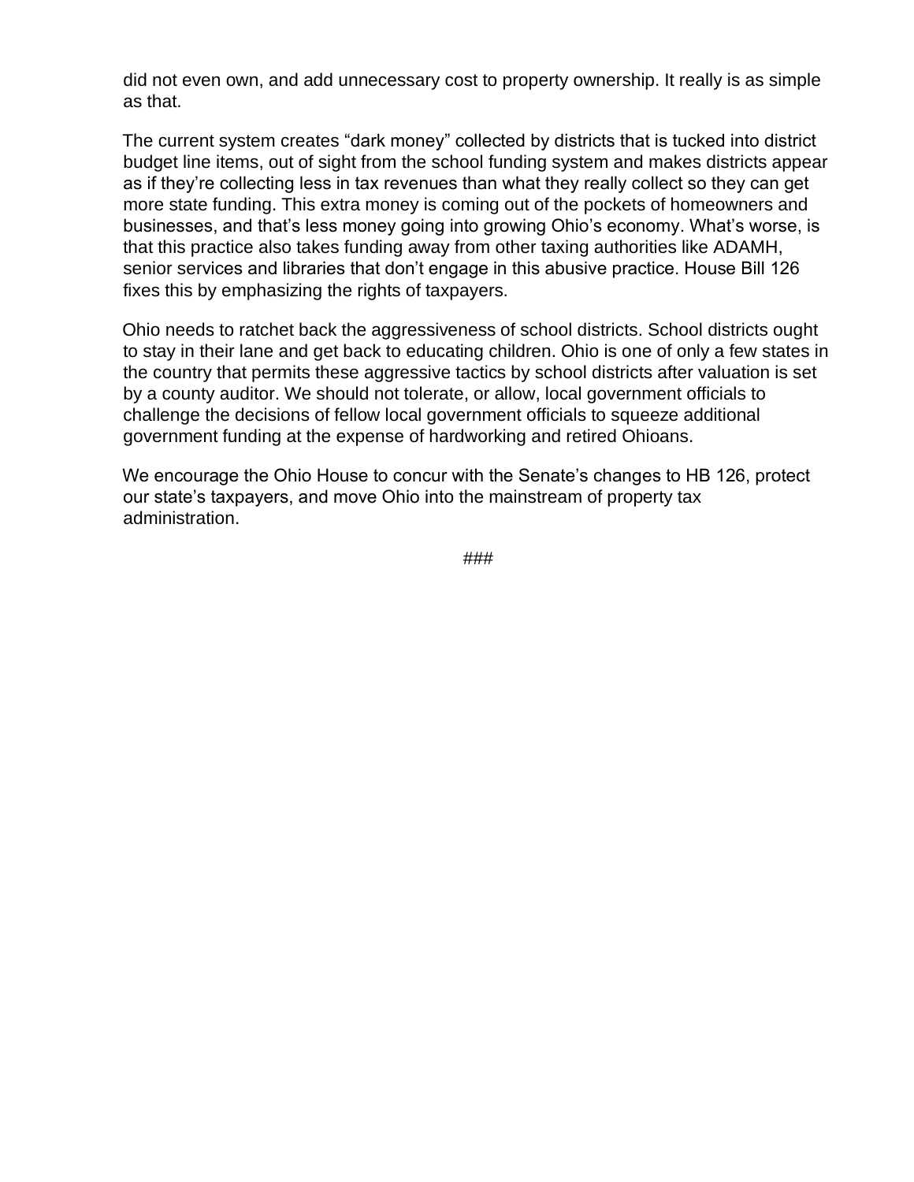did not even own, and add unnecessary cost to property ownership. It really is as simple as that.

The current system creates “dark money” collected by districts that is tucked into district budget line items, out of sight from the school funding system and makes districts appear as if they’re collecting less in tax revenues than what they really collect so they can get more state funding. This extra money is coming out of the pockets of homeowners and businesses, and that’s less money going into growing Ohio’s economy. What’s worse, is that this practice also takes funding away from other taxing authorities like ADAMH, senior services and libraries that don’t engage in this abusive practice. House Bill 126 fixes this by emphasizing the rights of taxpayers.

Ohio needs to ratchet back the aggressiveness of school districts. School districts ought to stay in their lane and get back to educating children. Ohio is one of only a few states in the country that permits these aggressive tactics by school districts after valuation is set by a county auditor. We should not tolerate, or allow, local government officials to challenge the decisions of fellow local government officials to squeeze additional government funding at the expense of hardworking and retired Ohioans.

We encourage the Ohio House to concur with the Senate’s changes to HB 126, protect our state’s taxpayers, and move Ohio into the mainstream of property tax administration.

###